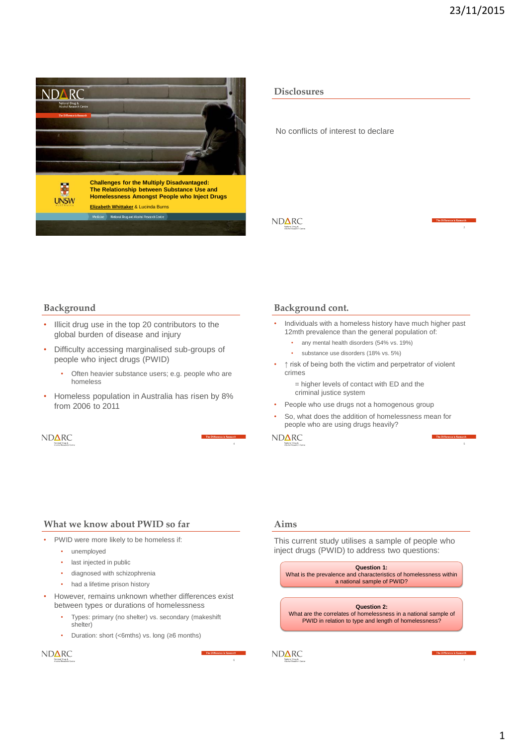**Challenges for the Multiply Disadvantaged: The Relationship between Substance Use and Homelessness Amongst People who Inject Drugs**

Elizabeth Whittaker & Lucinda Burns

## Disclosures

No conflicts of interest to declare

## Background

- Illicit drug use in the top 20 contributors to the global burden of disease and injury
- Difficulty accessing marginalised sub-groups of people who inject drugs (PWID)
  - Often heavier substance users; e.g. people who are homeless
- Homeless population in Australia has risen by 8% from 2006 to 2011

## Background cont.

- Individuals with a homeless history have much higher past 12mth prevalence than the general population of:
  - any mental health disorders (54% vs. 19%)
  - substance use disorders (18% vs. 5%)
- ↑ risk of being both the victim and perpetrator of violent crimes

  = higher levels of contact with ED and the criminal justice system
- People who use drugs not a homogenous group
- So, what does the addition of homelessness mean for people who are using drugs heavily?

## What we know about PWID so far

- PWID were more likely to be homeless if:
  - unemployed
  - last injected in public
  - diagnosed with schizophrenia
  - had a lifetime prison history
- However, remains unknown whether differences exist between types or durations of homelessness
  - Types: primary (no shelter) vs. secondary (makeshift shelter)
  - Duration: short (<6mths) vs. long (≥6 months)

## Aims

This current study utilises a sample of people who inject drugs (PWID) to address two questions:

**Question 1:**
What is the prevalence and characteristics of homelessness within a national sample of PWID?

**Question 2:**
What are the correlates of homelessness in a national sample of PWID in relation to type and length of homelessness?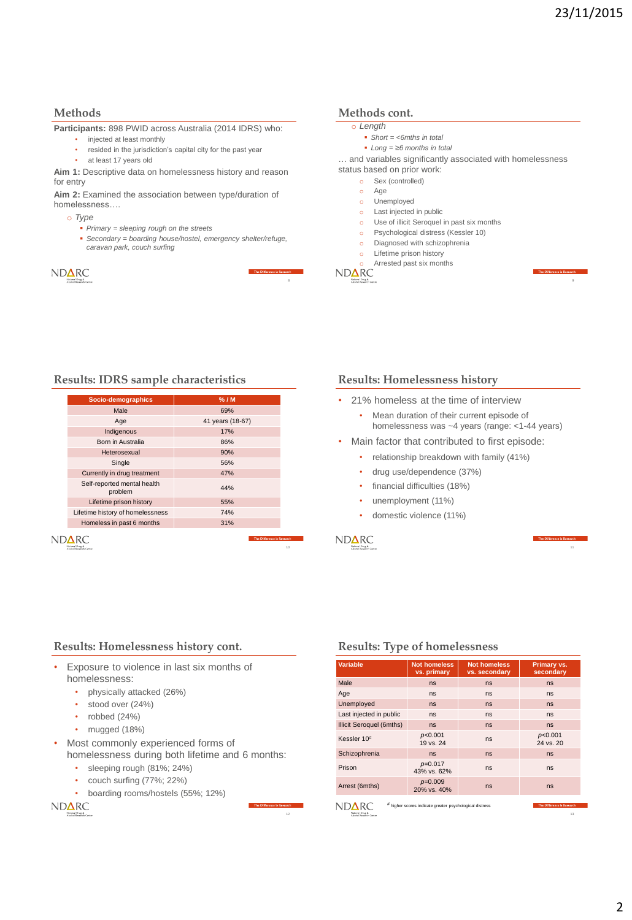## Methods

**Participants:** 898 PWID across Australia (2014 IDRS) who:

- injected at least monthly
- resided in the jurisdiction's capital city for the past year
- at least 17 years old

**Aim 1:** Descriptive data on homelessness history and reason for entry

**Aim 2:** Examined the association between type/duration of homelessness….

- *Type*
  - *Primary = sleeping rough on the streets*
  - *Secondary = boarding house/hostel, emergency shelter/refuge, caravan park, couch surfing*

## Methods cont.

- *Length*
  - *Short = <6mths in total*
  - *Long = ≥6 months in total*

… and variables significantly associated with homelessness status based on prior work:

- Sex (controlled)
- Age
- Unemployed
- Last injected in public
- Use of illicit Seroquel in past six months
- Psychological distress (Kessler 10)
- Diagnosed with schizophrenia
- Lifetime prison history
- Arrested past six months

## Results: IDRS sample characteristics

| Socio-demographics | % / M |
|---|---|
| Male | 69% |
| Age | 41 years (18-67) |
| Indigenous | 17% |
| Born in Australia | 86% |
| Heterosexual | 90% |
| Single | 56% |
| Currently in drug treatment | 47% |
| Self-reported mental health problem | 44% |
| Lifetime prison history | 55% |
| Lifetime history of homelessness | 74% |
| Homeless in past 6 months | 31% |

## Results: Homelessness history

- 21% homeless at the time of interview
  - Mean duration of their current episode of homelessness was ~4 years (range: <1-44 years)
- Main factor that contributed to first episode:
  - relationship breakdown with family (41%)
  - drug use/dependence (37%)
  - financial difficulties (18%)
  - unemployment (11%)
  - domestic violence (11%)

## Results: Homelessness history cont.

- Exposure to violence in last six months of homelessness:
  - physically attacked (26%)
  - stood over (24%)
  - robbed (24%)
  - mugged (18%)
- Most commonly experienced forms of homelessness during both lifetime and 6 months:
  - sleeping rough (81%; 24%)
  - couch surfing (77%; 22%)
  - boarding rooms/hostels (55%; 12%)

## Results: Type of homelessness

| Variable | Not homeless vs. primary | Not homeless vs. secondary | Primary vs. secondary |
|---|---|---|---|
| Male | ns | ns | ns |
| Age | ns | ns | ns |
| Unemployed | ns | ns | ns |
| Last injected in public | ns | ns | ns |
| Illicit Seroquel (6mths) | ns | ns | ns |
| Kessler 10[#] | $p$<0.001 19 vs. 24 | ns | $p$<0.001 24 vs. 20 |
| Schizophrenia | ns | ns | ns |
| Prison | $p$=0.017 43% vs. 62% | ns | ns |
| Arrest (6mths) | $p$=0.009 20% vs. 40% | ns | ns |

[#] higher scores indicate greater psychological distress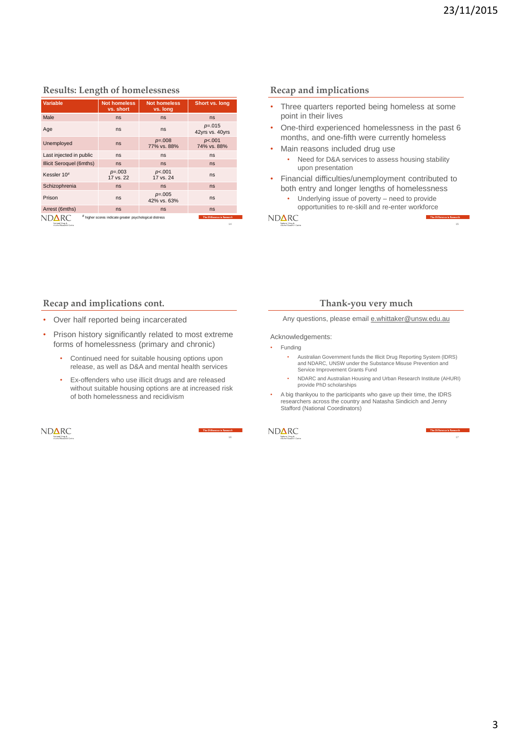## Results: Length of homelessness

| Variable | Not homeless vs. short | Not homeless vs. long | Short vs. long |
|---|---|---|---|
| Male | ns | ns | ns |
| Age | ns | ns | $p$=.015 42yrs vs. 40yrs |
| Unemployed | ns | $p$=.008 77% vs. 88% | $p$<.001 74% vs. 88% |
| Last injected in public | ns | ns | ns |
| Illicit Seroquel (6mths) | ns | ns | ns |
| Kessler 10[#] | $p$=.003 17 vs. 22 | $p$<.001 17 vs. 24 | ns |
| Schizophrenia | ns | ns | ns |
| Prison | ns | $p$=.005 42% vs. 63% | ns |
| Arrest (6mths) | ns | ns | ns |

[#] higher scores indicate greater psychological distress

## Recap and implications

- Three quarters reported being homeless at some point in their lives
- One-third experienced homelessness in the past 6 months, and one-fifth were currently homeless
- Main reasons included drug use
  - Need for D&A services to assess housing stability upon presentation
- Financial difficulties/unemployment contributed to both entry and longer lengths of homelessness
  - Underlying issue of poverty – need to provide opportunities to re-skill and re-enter workforce

## Recap and implications cont.

- Over half reported being incarcerated
- Prison history significantly related to most extreme forms of homelessness (primary and chronic)
  - Continued need for suitable housing options upon release, as well as D&A and mental health services
  - Ex-offenders who use illicit drugs and are released without suitable housing options are at increased risk of both homelessness and recidivism

## Thank-you very much

Any questions, please email e.whittaker@unsw.edu.au

Acknowledgements:

- Funding
  - Australian Government funds the Illicit Drug Reporting System (IDRS) and NDARC, UNSW under the Substance Misuse Prevention and Service Improvement Grants Fund
  - NDARC and Australian Housing and Urban Research Institute (AHURI) provide PhD scholarships
- A big thankyou to the participants who gave up their time, the IDRS researchers across the country and Natasha Sindicich and Jenny Stafford (National Coordinators)